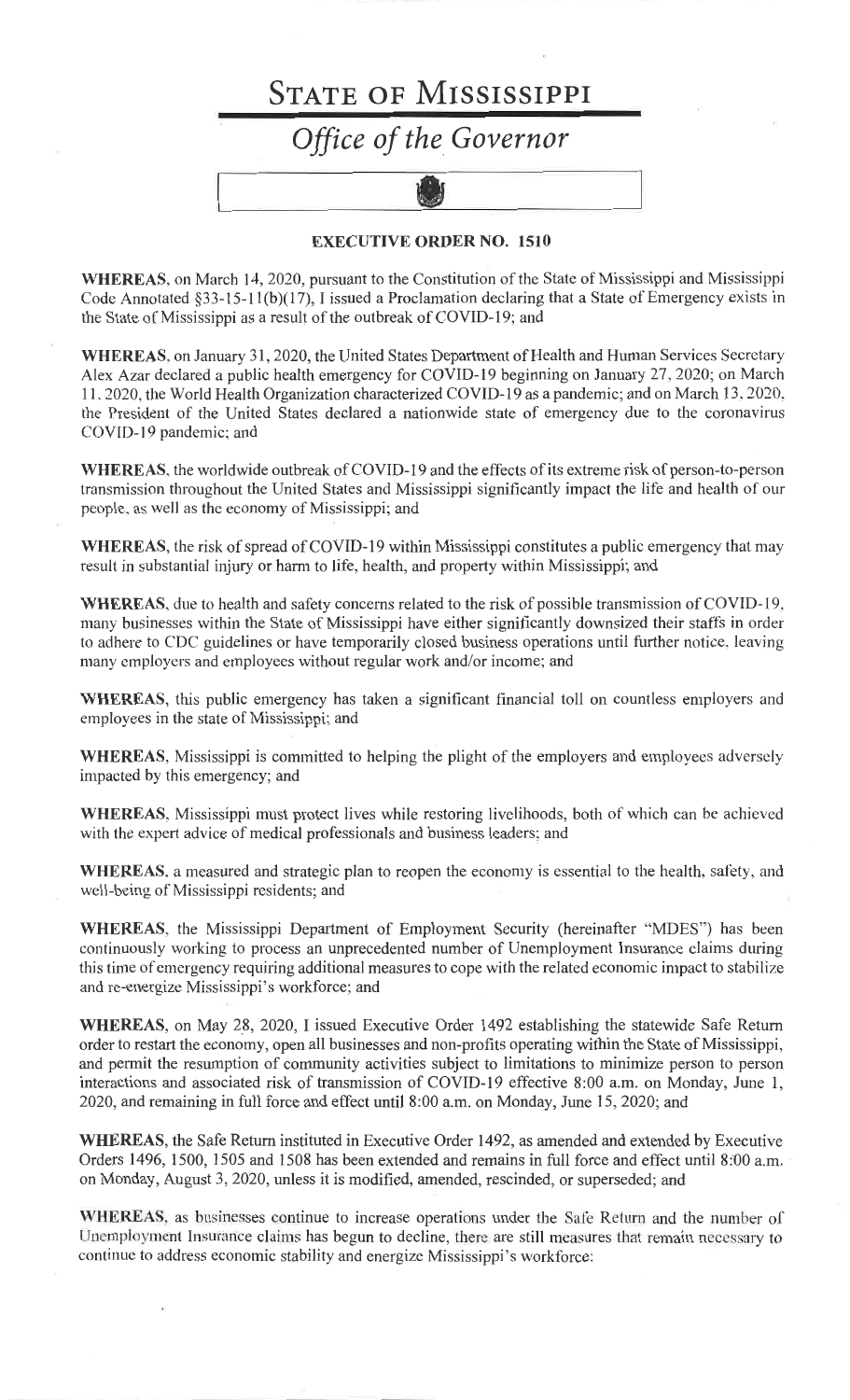# STATE OF MISSISSIPPI

## *Office of the Governor*

### EXECUTIVE ORDER NO. 1510

**WHEREAS**, on March 14, 2020, pursuant to the Constitution of the State of Mississippi and Mississippi Code Annotated §33-15-11(b)(17), I issued a Proclamation declaring that a State of Emergency exists in the State of Mississippi as a result of the outbreak of COVID-19; and

**WHEREAS**, on January 31, 2020, the United States Department of Health and Human Services Secretary Alex Azar declared a public health emergency for COVID-19 beginning on January 27, 2020; on March 11, 2020, the World Health Organization characterized COVID-19 as a pandemic; and on March 13, 2020, the President of the United States declared a nationwide state of emergency due to the coronavirus COVID-19 pandemic; and

**WHEREAS**, the worldwide outbreak of COVID-19 and the effects of its extreme risk of person-to-person transmission throughout the United States and Mississippi significantly impact the life and health of our people, as well as the economy of Mississippi; and

**WHEREAS**, the risk of spread of COVID-19 within Mississippi constitutes a public emergency that may result in substantial injury or harm to life, health, and property within Mississippi; and

**WHEREAS**, due to health and safety concerns related to the risk of possible transmission of COVID-19, many businesses within the State of Mississippi have either significantly downsized their staffs in order to adhere to CDC guidelines or have temporarily closed business operations until further notice, leaving many employers and employees without regular work and/or income; and

**WHEREAS**, this public emergency has taken a significant financial toll on countless employers and employees in the state of Mississippi; and

**WHEREAS**, Mississippi is committed to helping the plight of the employers and employees adversely impacted by this emergency; and

**WHEREAS**, Mississippi must protect lives while restoring livelihoods, both of which can be achieved with the expert advice of medical professionals and business leaders; and

**WHEREAS**, a measured and strategic plan to reopen the economy is essential to the health, safety, and well-being of Mississippi residents; and

**WHEREAS**, the Mississippi Department of Employment Security (hereinafter "MDES") has been continuously working to process an unprecedented number of Unemployment Insurance claims during this time of emergency requiring additional measures to cope with the related economic impact to stabilize and re-energize Mississippi's workforce; and

**WHEREAS**, on May 28, 2020, I issued Executive Order 1492 establishing the statewide Safe Return order to restart the economy, open all businesses and non-profits operating within the State of Mississippi, and permit the resumption of community activities subject to limitations to minimize person to person interactions and associated risk of transmission of COVID-19 effective 8:00 a.m. on Monday, June 1, 2020, and remaining in full force and effect until 8:00 a.m. on Monday, June 15, 2020; and

**WHEREAS**, the Safe Return instituted in Executive Order 1492, as amended and extended by Executive Orders 1496, 1500, 1505 and 1508 has been extended and remains in full force and effect until 8:00 a.m. on Monday, August 3, 2020, unless it is modified, amended, rescinded, or superseded; and

**WHEREAS**, as businesses continue to increase operations under the Safe Return and the number of Unemployment Insurance claims has begun to decline, there are still measures that remain necessary to continue to address economic stability and energize Mississippi's workforce: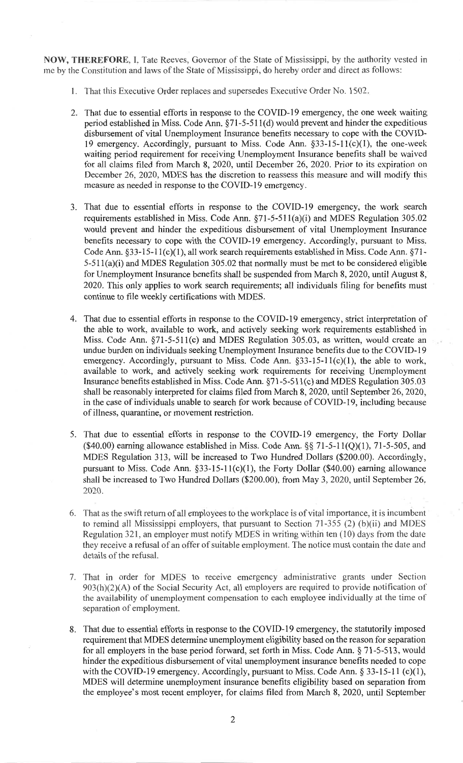**NOW, THEREFORE**, I, Tate Reeves, Governor of the State of Mississippi, by the authority vested in me by the Constitution and laws of the State of Mississippi, do hereby order and direct as follows:

1. That this Executive Order replaces and supersedes Executive Order No. 1502.

2. That due to essential efforts in response to the COVID-19 emergency, the one week waiting period established in Miss. Code Ann. §71-5-511(d) would prevent and hinder the expeditious disbursement of vital Unemployment Insurance benefits necessary to cope with the COVID-19 emergency. Accordingly, pursuant to Miss. Code Ann. §33-15-11(c)(1), the one-week waiting period requirement for receiving Unemployment Insurance benefits shall be waived for all claims filed from March 8, 2020, until December 26, 2020. Prior to its expiration on December 26, 2020, MDES has the discretion to reassess this measure and will modify this measure as needed in response to the COVID-19 emergency.

3. That due to essential efforts in response to the COVID-19 emergency, the work search requirements established in Miss. Code Ann. §71-5-511(a)(i) and MDES Regulation 305.02 would prevent and hinder the expeditious disbursement of vital Unemployment Insurance benefits necessary to cope with the COVID-19 emergency. Accordingly, pursuant to Miss. Code Ann. §33-15-11(c)(1), all work search requirements established in Miss. Code Ann. §71-5-511(a)(i) and MDES Regulation 305.02 that normally must be met to be considered eligible for Unemployment Insurance benefits shall be suspended from March 8, 2020, until August 8, 2020. This only applies to work search requirements; all individuals filing for benefits must continue to file weekly certifications with MDES.

4. That due to essential efforts in response to the COVID-19 emergency, strict interpretation of the able to work, available to work, and actively seeking work requirements established in Miss. Code Ann. §71-5-511(c) and MDES Regulation 305.03, as written, would create an undue burden on individuals seeking Unemployment Insurance benefits due to the COVID-19 emergency. Accordingly, pursuant to Miss. Code Ann. §33-15-11(c)(1), the able to work, available to work, and actively seeking work requirements for receiving Unemployment Insurance benefits established in Miss. Code Ann. §71-5-511(c) and MDES Regulation 305.03 shall be reasonably interpreted for claims filed from March 8, 2020, until September 26, 2020, in the case of individuals unable to search for work because of COVID-19, including because of illness, quarantine, or movement restriction.

5. That due to essential efforts in response to the COVID-19 emergency, the Forty Dollar ($40.00) earning allowance established in Miss. Code Ann. §§ 71-5-11(Q)(1), 71-5-505, and MDES Regulation 313, will be increased to Two Hundred Dollars ($200.00). Accordingly, pursuant to Miss. Code Ann. §33-15-11(c)(1), the Forty Dollar ($40.00) earning allowance shall be increased to Two Hundred Dollars ($200.00), from May 3, 2020, until September 26, 2020.

6. That as the swift return of all employees to the workplace is of vital importance, it is incumbent to remind all Mississippi employers, that pursuant to Section 71-355 (2) (b)(ii) and MDES Regulation 321, an employer must notify MDES in writing within ten (10) days from the date they receive a refusal of an offer of suitable employment. The notice must contain the date and details of the refusal.

7. That in order for MDES to receive emergency administrative grants under Section 903(h)(2)(A) of the Social Security Act, all employers are required to provide notification of the availability of unemployment compensation to each employee individually at the time of separation of employment.

8. That due to essential efforts in response to the COVID-19 emergency, the statutorily imposed requirement that MDES determine unemployment eligibility based on the reason for separation for all employers in the base period forward, set forth in Miss. Code Ann. § 71-5-513, would hinder the expeditious disbursement of vital unemployment insurance benefits needed to cope with the COVID-19 emergency. Accordingly, pursuant to Miss. Code Ann. § 33-15-11 (c)(1), MDES will determine unemployment insurance benefits eligibility based on separation from the employee's most recent employer, for claims filed from March 8, 2020, until September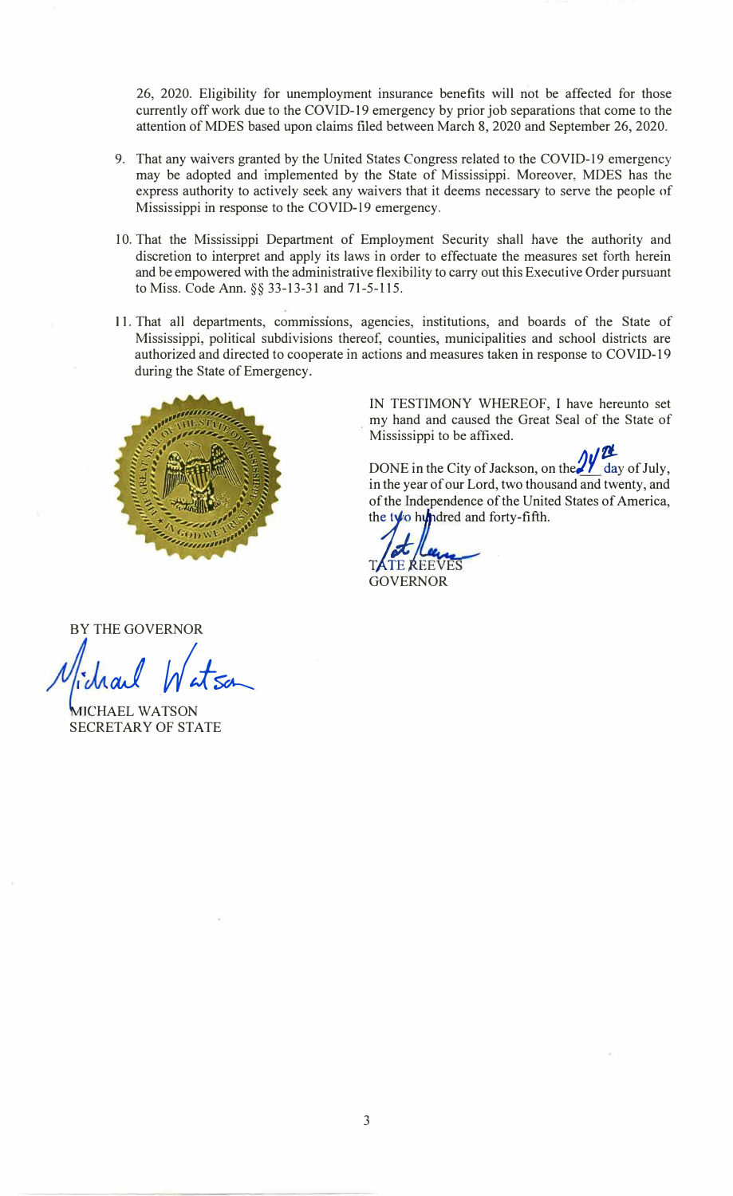26, 2020. Eligibility for unemployment insurance benefits will not be affected for those currently off work due to the COVID-19 emergency by prior job separations that come to the attention of MDES based upon claims filed between March 8, 2020 and September 26, 2020.

9. That any waivers granted by the United States Congress related to the COVID-19 emergency may be adopted and implemented by the State of Mississippi. Moreover, MDES has the express authority to actively seek any waivers that it deems necessary to serve the people of Mississippi in response to the COVID-19 emergency.

10. That the Mississippi Department of Employment Security shall have the authority and discretion to interpret and apply its laws in order to effectuate the measures set forth herein and be empowered with the administrative flexibility to carry out this Executive Order pursuant to Miss. Code Ann. §§ 33-13-31 and 71-5-115.

11. That all departments, commissions, agencies, institutions, and boards of the State of Mississippi, political subdivisions thereof, counties, municipalities and school districts are authorized and directed to cooperate in actions and measures taken in response to COVID-19 during the State of Emergency.

IN TESTIMONY WHEREOF, I have hereunto set my hand and caused the Great Seal of the State of Mississippi to be affixed.

DONE in the City of Jackson, on the 24th day of July, in the year of our Lord, two thousand and twenty, and of the Independence of the United States of America, the two hundred and forty-fifth.

TATE REEVES
GOVERNOR

BY THE GOVERNOR

MICHAEL WATSON
SECRETARY OF STATE